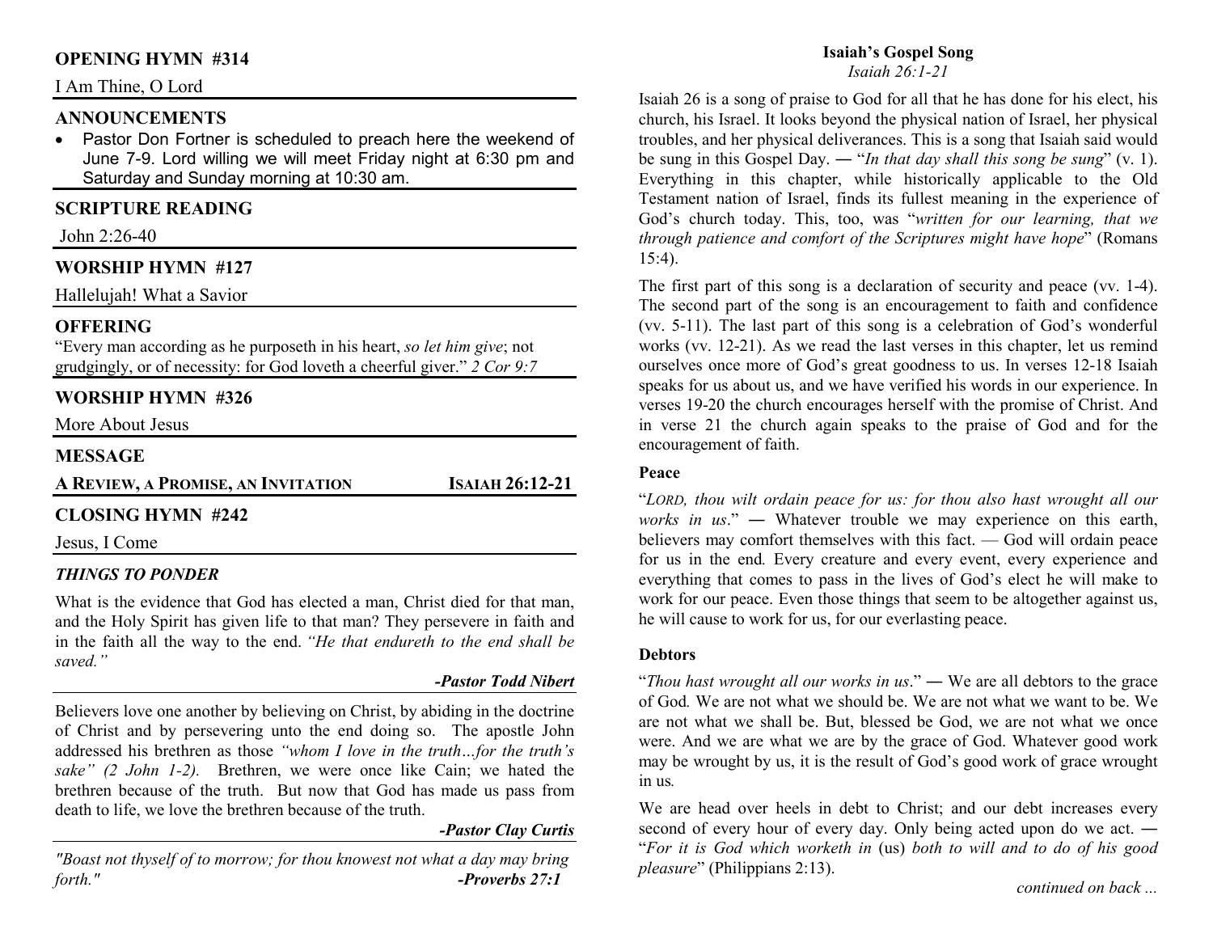## OPENING HYMN #314

I Am Thine, O Lord

## ANNOUNCEMENTS

- Pastor Don Fortner is scheduled to preach here the weekend of June 7-9. Lord willing we will meet Friday night at 6:30 pm and Saturday and Sunday morning at 10:30 am.

## SCRIPTURE READING

John 2:26-40

## WORSHIP HYMN #127

Hallelujah! What a Savior

## OFFERING

"Every man according as he purposeth in his heart, *so let him give*; not grudgingly, or of necessity: for God loveth a cheerful giver." *2 Cor 9:7*

## WORSHIP HYMN #326

More About Jesus

## MESSAGE

**A REVIEW, A PROMISE, AN INVITATION** — **ISAIAH 26:12-21**

## CLOSING HYMN #242

Jesus, I Come

## *THINGS TO PONDER*

What is the evidence that God has elected a man, Christ died for that man, and the Holy Spirit has given life to that man? They persevere in faith and in the faith all the way to the end. *"He that endureth to the end shall be saved."*

***-Pastor Todd Nibert***

Believers love one another by believing on Christ, by abiding in the doctrine of Christ and by persevering unto the end doing so. The apostle John addressed his brethren as those *"whom I love in the truth…for the truth's sake" (2 John 1-2).* Brethren, we were once like Cain; we hated the brethren because of the truth. But now that God has made us pass from death to life, we love the brethren because of the truth.

***-Pastor Clay Curtis***

*"Boast not thyself of to morrow; for thou knowest not what a day may bring forth."* ***-Proverbs 27:1***

## Isaiah's Gospel Song

*Isaiah 26:1-21*

Isaiah 26 is a song of praise to God for all that he has done for his elect, his church, his Israel. It looks beyond the physical nation of Israel, her physical troubles, and her physical deliverances. This is a song that Isaiah said would be sung in this Gospel Day. ― "*In that day shall this song be sung*" (v. 1). Everything in this chapter, while historically applicable to the Old Testament nation of Israel, finds its fullest meaning in the experience of God's church today. This, too, was "*written for our learning, that we through patience and comfort of the Scriptures might have hope*" (Romans 15:4).

The first part of this song is a declaration of security and peace (vv. 1-4). The second part of the song is an encouragement to faith and confidence (vv. 5-11). The last part of this song is a celebration of God's wonderful works (vv. 12-21). As we read the last verses in this chapter, let us remind ourselves once more of God's great goodness to us. In verses 12-18 Isaiah speaks for us about us, and we have verified his words in our experience. In verses 19-20 the church encourages herself with the promise of Christ. And in verse 21 the church again speaks to the praise of God and for the encouragement of faith.

### Peace

"*LORD, thou wilt ordain peace for us: for thou also hast wrought all our works in us*." ― Whatever trouble we may experience on this earth, believers may comfort themselves with this fact. — God will ordain peace for us in the end. Every creature and every event, every experience and everything that comes to pass in the lives of God's elect he will make to work for our peace. Even those things that seem to be altogether against us, he will cause to work for us, for our everlasting peace.

### Debtors

"*Thou hast wrought all our works in us*." ― We are all debtors to the grace of God. We are not what we should be. We are not what we want to be. We are not what we shall be. But, blessed be God, we are not what we once were. And we are what we are by the grace of God. Whatever good work may be wrought by us, it is the result of God's good work of grace wrought in us.

We are head over heels in debt to Christ; and our debt increases every second of every hour of every day. Only being acted upon do we act. ― "*For it is God which worketh in* (us) *both to will and to do of his good pleasure*" (Philippians 2:13).

*continued on back ...*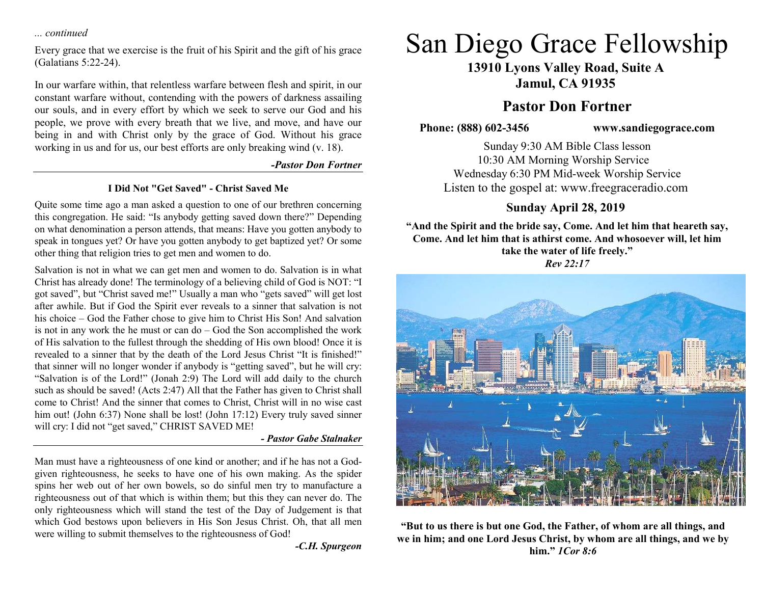*... continued*

Every grace that we exercise is the fruit of his Spirit and the gift of his grace (Galatians 5:22-24).

In our warfare within, that relentless warfare between flesh and spirit, in our constant warfare without, contending with the powers of darkness assailing our souls, and in every effort by which we seek to serve our God and his people, we prove with every breath that we live, and move, and have our being in and with Christ only by the grace of God. Without his grace working in us and for us, our best efforts are only breaking wind (v. 18).

***-Pastor Don Fortner***

---

### I Did Not "Get Saved" - Christ Saved Me

Quite some time ago a man asked a question to one of our brethren concerning this congregation. He said: "Is anybody getting saved down there?" Depending on what denomination a person attends, that means: Have you gotten anybody to speak in tongues yet? Or have you gotten anybody to get baptized yet? Or some other thing that religion tries to get men and women to do.

Salvation is not in what we can get men and women to do. Salvation is in what Christ has already done! The terminology of a believing child of God is NOT: "I got saved", but "Christ saved me!" Usually a man who "gets saved" will get lost after awhile. But if God the Spirit ever reveals to a sinner that salvation is not his choice – God the Father chose to give him to Christ His Son! And salvation is not in any work the he must or can do – God the Son accomplished the work of His salvation to the fullest through the shedding of His own blood! Once it is revealed to a sinner that by the death of the Lord Jesus Christ "It is finished!" that sinner will no longer wonder if anybody is "getting saved", but he will cry: "Salvation is of the Lord!" (Jonah 2:9) The Lord will add daily to the church such as should be saved! (Acts 2:47) All that the Father has given to Christ shall come to Christ! And the sinner that comes to Christ, Christ will in no wise cast him out! (John 6:37) None shall be lost! (John 17:12) Every truly saved sinner will cry: I did not "get saved," CHRIST SAVED ME!

***- Pastor Gabe Stalnaker***

---

Man must have a righteousness of one kind or another; and if he has not a God-given righteousness, he seeks to have one of his own making. As the spider spins her web out of her own bowels, so do sinful men try to manufacture a righteousness out of that which is within them; but this they can never do. The only righteousness which will stand the test of the Day of Judgement is that which God bestows upon believers in His Son Jesus Christ. Oh, that all men were willing to submit themselves to the righteousness of God!

***-C.H. Spurgeon***

# San Diego Grace Fellowship

**13910 Lyons Valley Road, Suite A**
**Jamul, CA 91935**

## Pastor Don Fortner

**Phone: (888) 602-3456** **www.sandiegograce.com**

Sunday 9:30 AM Bible Class lesson
10:30 AM Morning Worship Service
Wednesday 6:30 PM Mid-week Worship Service
Listen to the gospel at: www.freegraceradio.com

## Sunday April 28, 2019

**"And the Spirit and the bride say, Come. And let him that heareth say, Come. And let him that is athirst come. And whosoever will, let him take the water of life freely."**
***Rev 22:17***

**"But to us there is but one God, the Father, of whom are all things, and we in him; and one Lord Jesus Christ, by whom are all things, and we by him."** ***1Cor 8:6***